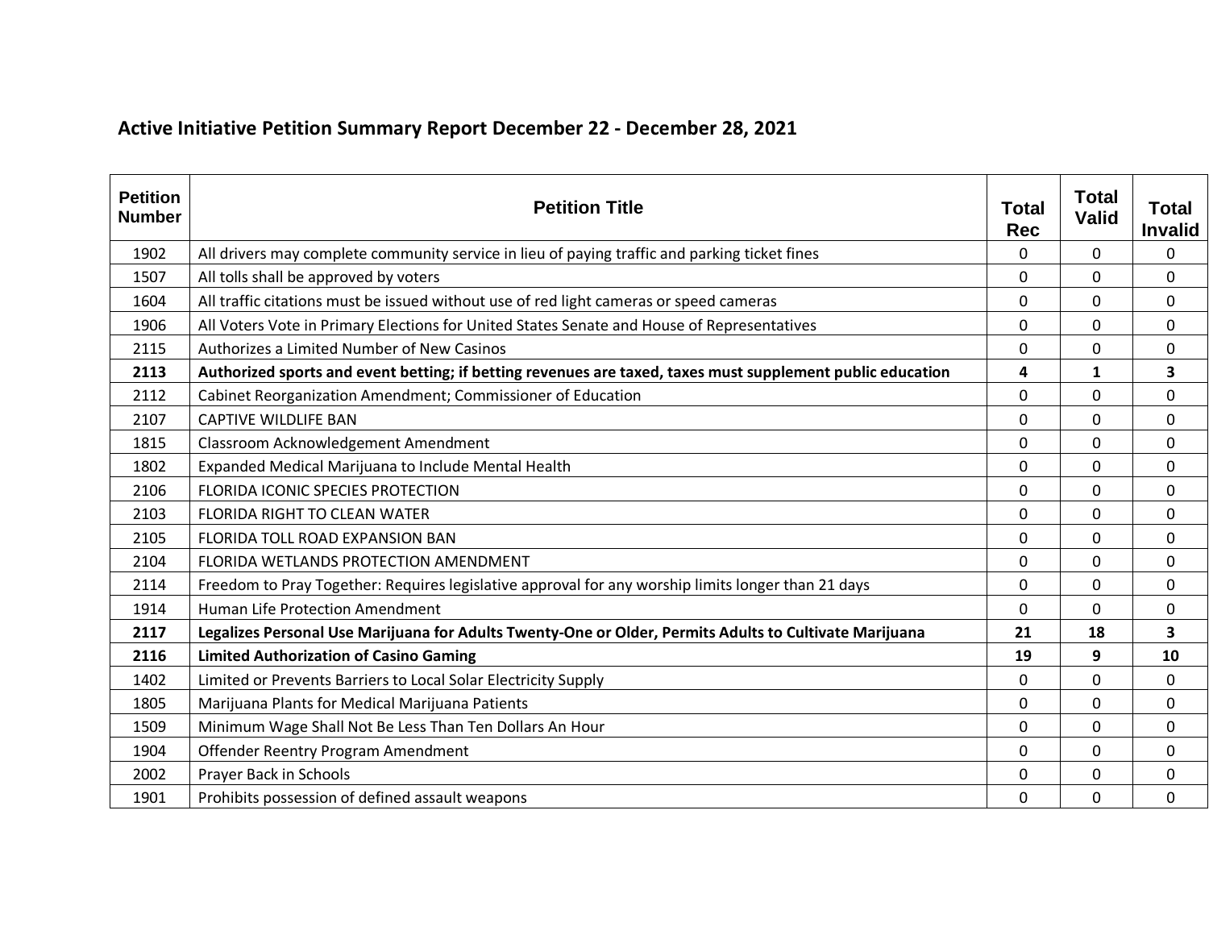## Active Initiative Petition Summary Report December 22 - December 28, 2021

| Petition Number | Petition Title | Total Rec | Total Valid | Total Invalid |
|---|---|---|---|---|
| 1902 | All drivers may complete community service in lieu of paying traffic and parking ticket fines | 0 | 0 | 0 |
| 1507 | All tolls shall be approved by voters | 0 | 0 | 0 |
| 1604 | All traffic citations must be issued without use of red light cameras or speed cameras | 0 | 0 | 0 |
| 1906 | All Voters Vote in Primary Elections for United States Senate and House of Representatives | 0 | 0 | 0 |
| 2115 | Authorizes a Limited Number of New Casinos | 0 | 0 | 0 |
| **2113** | **Authorized sports and event betting; if betting revenues are taxed, taxes must supplement public education** | **4** | **1** | **3** |
| 2112 | Cabinet Reorganization Amendment; Commissioner of Education | 0 | 0 | 0 |
| 2107 | CAPTIVE WILDLIFE BAN | 0 | 0 | 0 |
| 1815 | Classroom Acknowledgement Amendment | 0 | 0 | 0 |
| 1802 | Expanded Medical Marijuana to Include Mental Health | 0 | 0 | 0 |
| 2106 | FLORIDA ICONIC SPECIES PROTECTION | 0 | 0 | 0 |
| 2103 | FLORIDA RIGHT TO CLEAN WATER | 0 | 0 | 0 |
| 2105 | FLORIDA TOLL ROAD EXPANSION BAN | 0 | 0 | 0 |
| 2104 | FLORIDA WETLANDS PROTECTION AMENDMENT | 0 | 0 | 0 |
| 2114 | Freedom to Pray Together: Requires legislative approval for any worship limits longer than 21 days | 0 | 0 | 0 |
| 1914 | Human Life Protection Amendment | 0 | 0 | 0 |
| **2117** | **Legalizes Personal Use Marijuana for Adults Twenty-One or Older, Permits Adults to Cultivate Marijuana** | **21** | **18** | **3** |
| **2116** | **Limited Authorization of Casino Gaming** | **19** | **9** | **10** |
| 1402 | Limited or Prevents Barriers to Local Solar Electricity Supply | 0 | 0 | 0 |
| 1805 | Marijuana Plants for Medical Marijuana Patients | 0 | 0 | 0 |
| 1509 | Minimum Wage Shall Not Be Less Than Ten Dollars An Hour | 0 | 0 | 0 |
| 1904 | Offender Reentry Program Amendment | 0 | 0 | 0 |
| 2002 | Prayer Back in Schools | 0 | 0 | 0 |
| 1901 | Prohibits possession of defined assault weapons | 0 | 0 | 0 |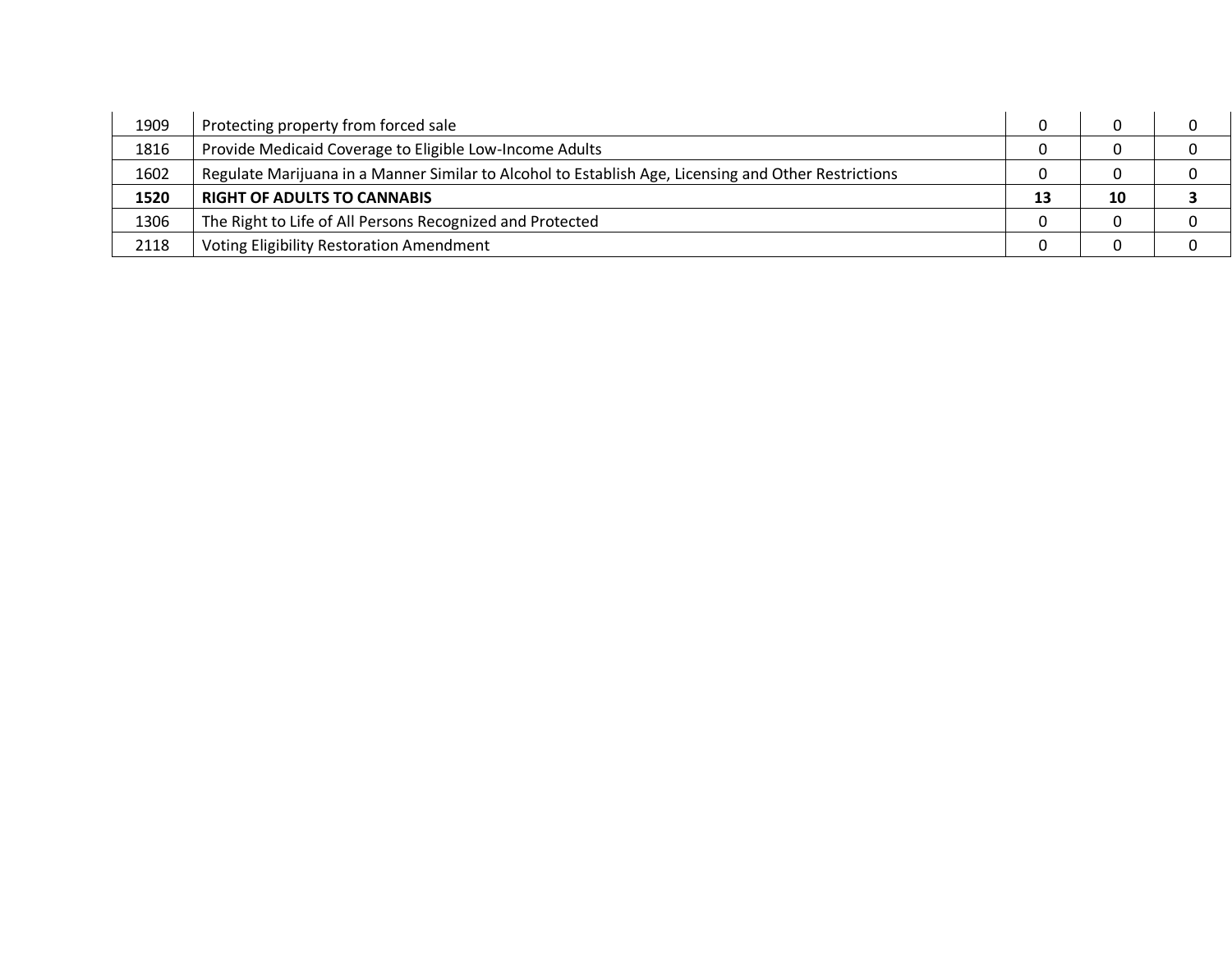| | | | | |
|---|---|---|---|---|
| 1909 | Protecting property from forced sale | 0 | 0 | 0 |
| 1816 | Provide Medicaid Coverage to Eligible Low-Income Adults | 0 | 0 | 0 |
| 1602 | Regulate Marijuana in a Manner Similar to Alcohol to Establish Age, Licensing and Other Restrictions | 0 | 0 | 0 |
| **1520** | **RIGHT OF ADULTS TO CANNABIS** | **13** | **10** | **3** |
| 1306 | The Right to Life of All Persons Recognized and Protected | 0 | 0 | 0 |
| 2118 | Voting Eligibility Restoration Amendment | 0 | 0 | 0 |